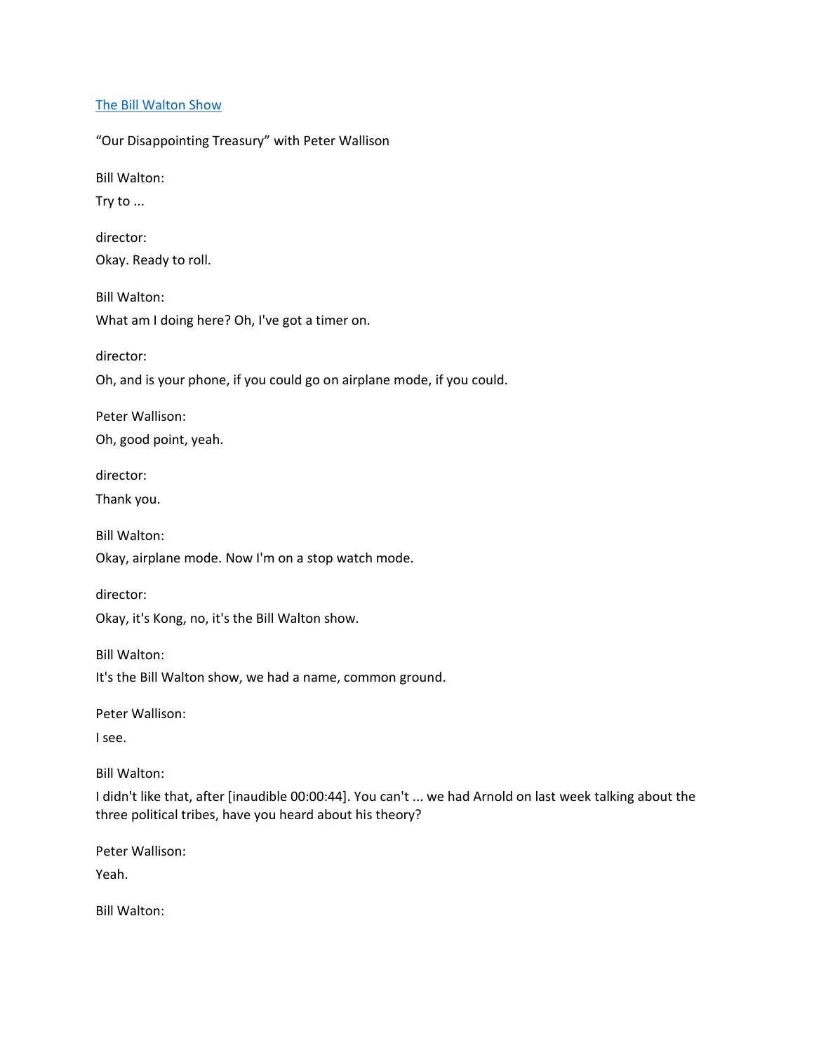[The Bill Walton Show](#)

"Our Disappointing Treasury" with Peter Wallison

Bill Walton:

Try to ...

director:

Okay. Ready to roll.

Bill Walton:

What am I doing here? Oh, I've got a timer on.

director:

Oh, and is your phone, if you could go on airplane mode, if you could.

Peter Wallison:

Oh, good point, yeah.

director:

Thank you.

Bill Walton:

Okay, airplane mode. Now I'm on a stop watch mode.

director:

Okay, it's Kong, no, it's the Bill Walton show.

Bill Walton:

It's the Bill Walton show, we had a name, common ground.

Peter Wallison:

I see.

Bill Walton:

I didn't like that, after [inaudible 00:00:44]. You can't ... we had Arnold on last week talking about the three political tribes, have you heard about his theory?

Peter Wallison:

Yeah.

Bill Walton: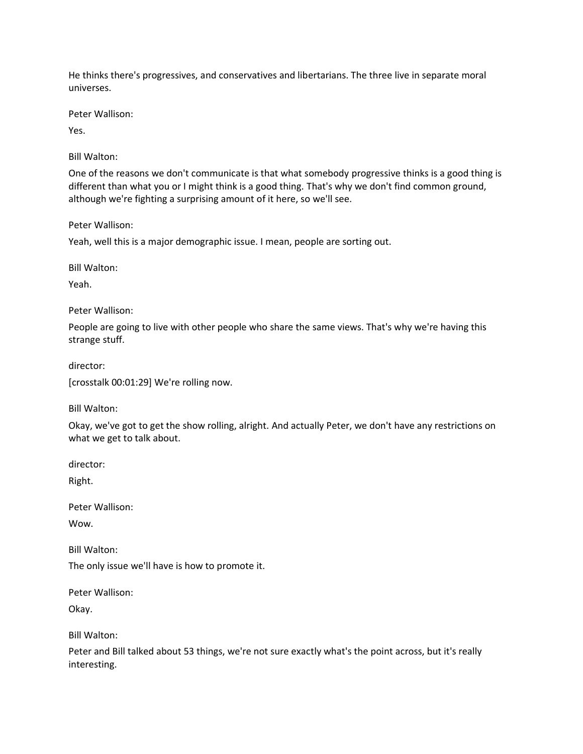He thinks there's progressives, and conservatives and libertarians. The three live in separate moral universes.

Peter Wallison:

Yes.

Bill Walton:

One of the reasons we don't communicate is that what somebody progressive thinks is a good thing is different than what you or I might think is a good thing. That's why we don't find common ground, although we're fighting a surprising amount of it here, so we'll see.

Peter Wallison:

Yeah, well this is a major demographic issue. I mean, people are sorting out.

Bill Walton:

Yeah.

Peter Wallison:

People are going to live with other people who share the same views. That's why we're having this strange stuff.

director:

[crosstalk 00:01:29] We're rolling now.

Bill Walton:

Okay, we've got to get the show rolling, alright. And actually Peter, we don't have any restrictions on what we get to talk about.

director:

Right.

Peter Wallison:

Wow.

Bill Walton:

The only issue we'll have is how to promote it.

Peter Wallison:

Okay.

Bill Walton:

Peter and Bill talked about 53 things, we're not sure exactly what's the point across, but it's really interesting.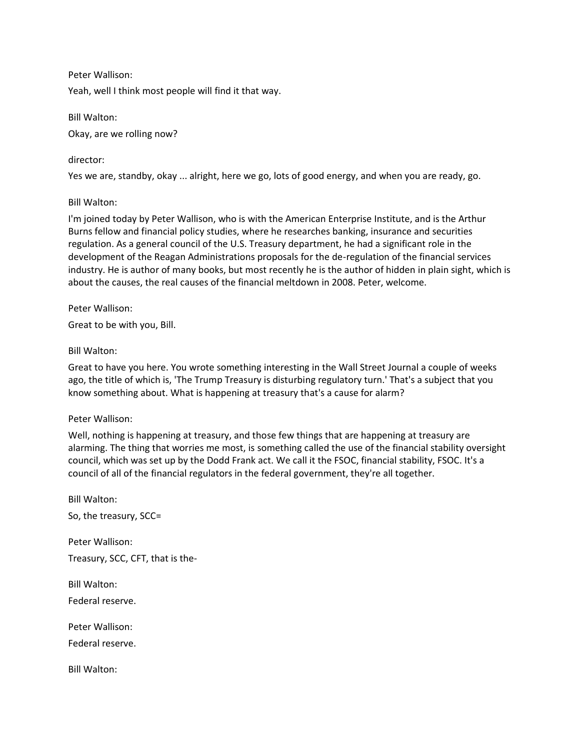Peter Wallison:

Yeah, well I think most people will find it that way.

Bill Walton:

Okay, are we rolling now?

director:

Yes we are, standby, okay ... alright, here we go, lots of good energy, and when you are ready, go.

Bill Walton:

I'm joined today by Peter Wallison, who is with the American Enterprise Institute, and is the Arthur Burns fellow and financial policy studies, where he researches banking, insurance and securities regulation. As a general council of the U.S. Treasury department, he had a significant role in the development of the Reagan Administrations proposals for the de-regulation of the financial services industry. He is author of many books, but most recently he is the author of hidden in plain sight, which is about the causes, the real causes of the financial meltdown in 2008. Peter, welcome.

Peter Wallison:

Great to be with you, Bill.

Bill Walton:

Great to have you here. You wrote something interesting in the Wall Street Journal a couple of weeks ago, the title of which is, 'The Trump Treasury is disturbing regulatory turn.' That's a subject that you know something about. What is happening at treasury that's a cause for alarm?

Peter Wallison:

Well, nothing is happening at treasury, and those few things that are happening at treasury are alarming. The thing that worries me most, is something called the use of the financial stability oversight council, which was set up by the Dodd Frank act. We call it the FSOC, financial stability, FSOC. It's a council of all of the financial regulators in the federal government, they're all together.

Bill Walton:

So, the treasury, SCC=

Peter Wallison:

Treasury, SCC, CFT, that is the-

Bill Walton:

Federal reserve.

Peter Wallison:

Federal reserve.

Bill Walton: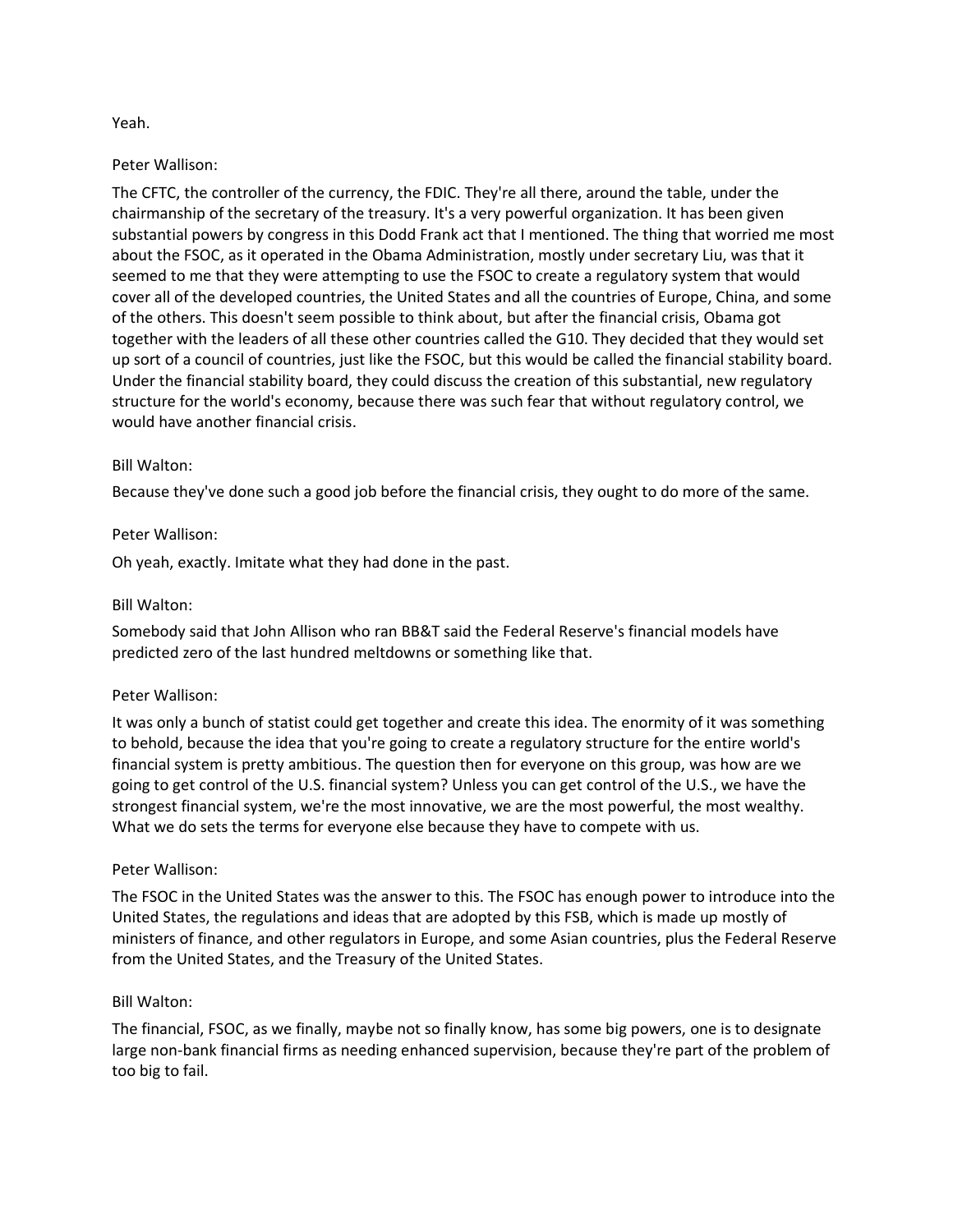Yeah.

Peter Wallison:

The CFTC, the controller of the currency, the FDIC. They're all there, around the table, under the chairmanship of the secretary of the treasury. It's a very powerful organization. It has been given substantial powers by congress in this Dodd Frank act that I mentioned. The thing that worried me most about the FSOC, as it operated in the Obama Administration, mostly under secretary Liu, was that it seemed to me that they were attempting to use the FSOC to create a regulatory system that would cover all of the developed countries, the United States and all the countries of Europe, China, and some of the others. This doesn't seem possible to think about, but after the financial crisis, Obama got together with the leaders of all these other countries called the G10. They decided that they would set up sort of a council of countries, just like the FSOC, but this would be called the financial stability board. Under the financial stability board, they could discuss the creation of this substantial, new regulatory structure for the world's economy, because there was such fear that without regulatory control, we would have another financial crisis.

Bill Walton:

Because they've done such a good job before the financial crisis, they ought to do more of the same.

Peter Wallison:

Oh yeah, exactly. Imitate what they had done in the past.

Bill Walton:

Somebody said that John Allison who ran BB&T said the Federal Reserve's financial models have predicted zero of the last hundred meltdowns or something like that.

Peter Wallison:

It was only a bunch of statist could get together and create this idea. The enormity of it was something to behold, because the idea that you're going to create a regulatory structure for the entire world's financial system is pretty ambitious. The question then for everyone on this group, was how are we going to get control of the U.S. financial system? Unless you can get control of the U.S., we have the strongest financial system, we're the most innovative, we are the most powerful, the most wealthy. What we do sets the terms for everyone else because they have to compete with us.

Peter Wallison:

The FSOC in the United States was the answer to this. The FSOC has enough power to introduce into the United States, the regulations and ideas that are adopted by this FSB, which is made up mostly of ministers of finance, and other regulators in Europe, and some Asian countries, plus the Federal Reserve from the United States, and the Treasury of the United States.

Bill Walton:

The financial, FSOC, as we finally, maybe not so finally know, has some big powers, one is to designate large non-bank financial firms as needing enhanced supervision, because they're part of the problem of too big to fail.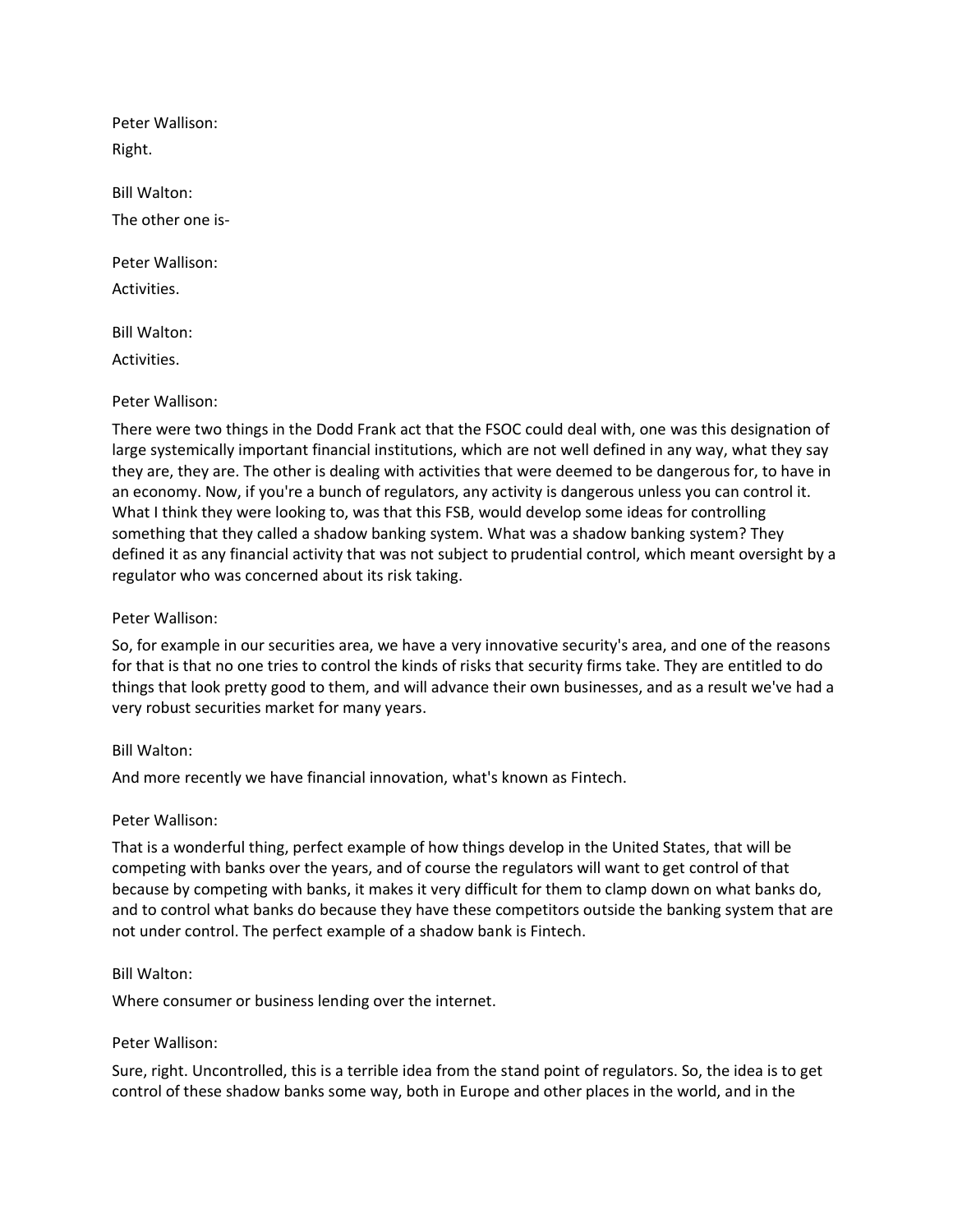Peter Wallison:

Right.

Bill Walton:

The other one is-

Peter Wallison:

Activities.

Bill Walton:

Activities.

Peter Wallison:

There were two things in the Dodd Frank act that the FSOC could deal with, one was this designation of large systemically important financial institutions, which are not well defined in any way, what they say they are, they are. The other is dealing with activities that were deemed to be dangerous for, to have in an economy. Now, if you're a bunch of regulators, any activity is dangerous unless you can control it. What I think they were looking to, was that this FSB, would develop some ideas for controlling something that they called a shadow banking system. What was a shadow banking system? They defined it as any financial activity that was not subject to prudential control, which meant oversight by a regulator who was concerned about its risk taking.

Peter Wallison:

So, for example in our securities area, we have a very innovative security's area, and one of the reasons for that is that no one tries to control the kinds of risks that security firms take. They are entitled to do things that look pretty good to them, and will advance their own businesses, and as a result we've had a very robust securities market for many years.

Bill Walton:

And more recently we have financial innovation, what's known as Fintech.

Peter Wallison:

That is a wonderful thing, perfect example of how things develop in the United States, that will be competing with banks over the years, and of course the regulators will want to get control of that because by competing with banks, it makes it very difficult for them to clamp down on what banks do, and to control what banks do because they have these competitors outside the banking system that are not under control. The perfect example of a shadow bank is Fintech.

Bill Walton:

Where consumer or business lending over the internet.

Peter Wallison:

Sure, right. Uncontrolled, this is a terrible idea from the stand point of regulators. So, the idea is to get control of these shadow banks some way, both in Europe and other places in the world, and in the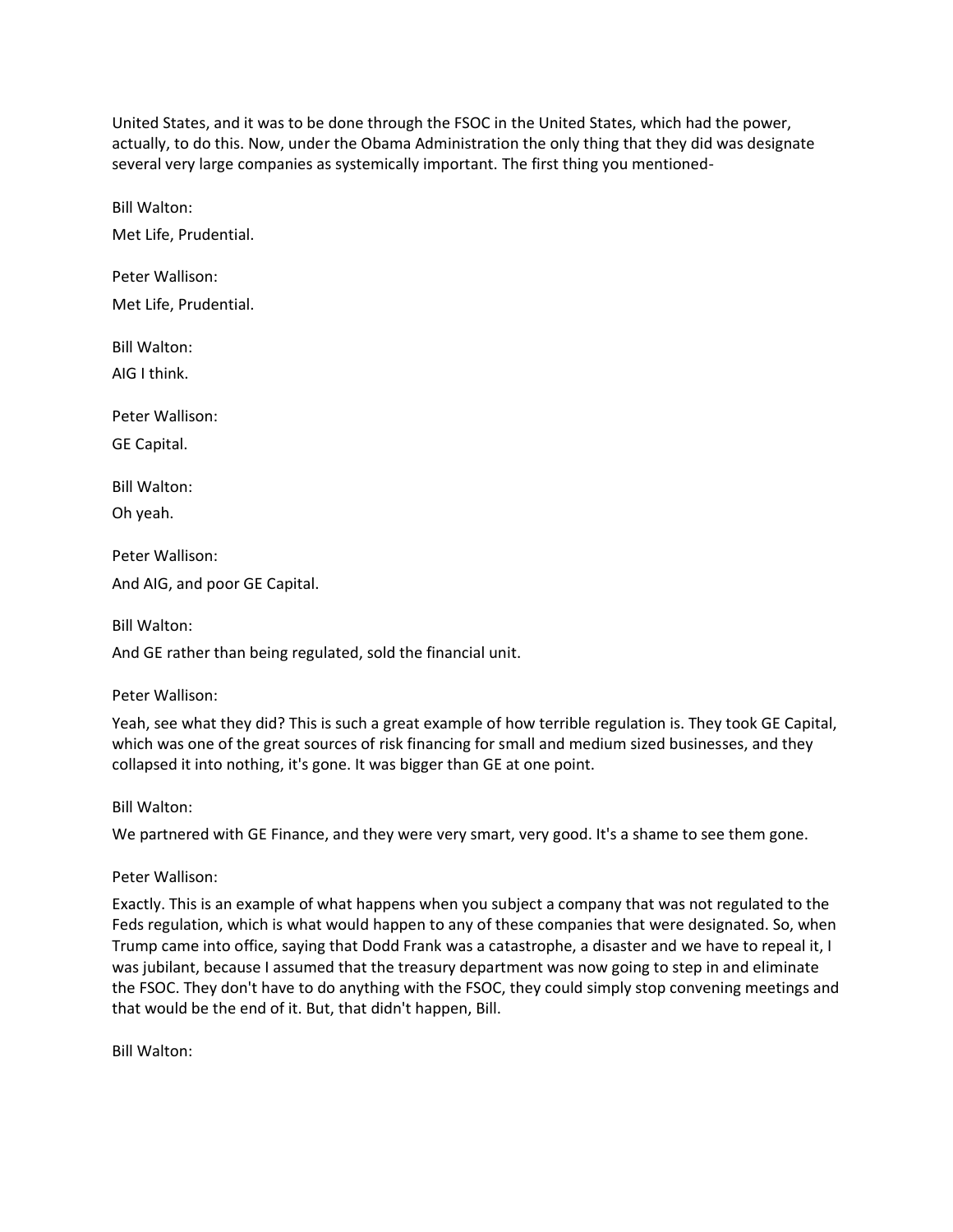United States, and it was to be done through the FSOC in the United States, which had the power, actually, to do this. Now, under the Obama Administration the only thing that they did was designate several very large companies as systemically important. The first thing you mentioned-

Bill Walton:

Met Life, Prudential.

Peter Wallison:

Met Life, Prudential.

Bill Walton:

AIG I think.

Peter Wallison:

GE Capital.

Bill Walton:

Oh yeah.

Peter Wallison:

And AIG, and poor GE Capital.

Bill Walton:

And GE rather than being regulated, sold the financial unit.

Peter Wallison:

Yeah, see what they did? This is such a great example of how terrible regulation is. They took GE Capital, which was one of the great sources of risk financing for small and medium sized businesses, and they collapsed it into nothing, it's gone. It was bigger than GE at one point.

Bill Walton:

We partnered with GE Finance, and they were very smart, very good. It's a shame to see them gone.

Peter Wallison:

Exactly. This is an example of what happens when you subject a company that was not regulated to the Feds regulation, which is what would happen to any of these companies that were designated. So, when Trump came into office, saying that Dodd Frank was a catastrophe, a disaster and we have to repeal it, I was jubilant, because I assumed that the treasury department was now going to step in and eliminate the FSOC. They don't have to do anything with the FSOC, they could simply stop convening meetings and that would be the end of it. But, that didn't happen, Bill.

Bill Walton: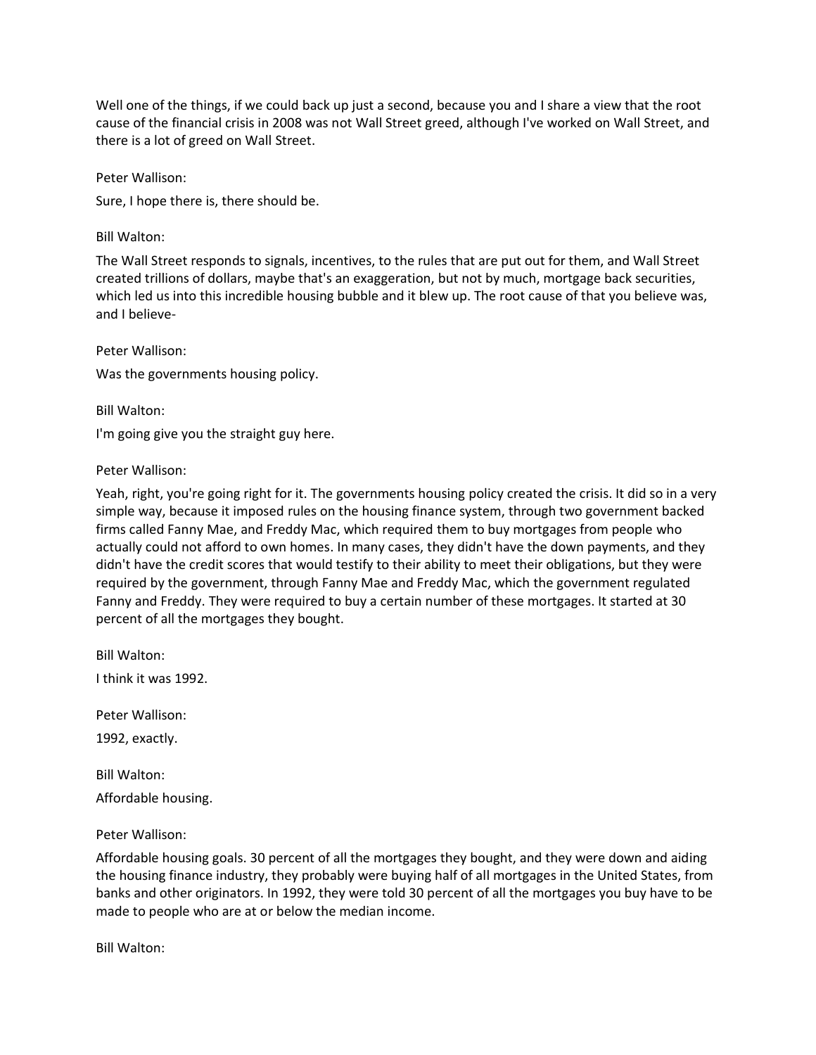Well one of the things, if we could back up just a second, because you and I share a view that the root cause of the financial crisis in 2008 was not Wall Street greed, although I've worked on Wall Street, and there is a lot of greed on Wall Street.

Peter Wallison:

Sure, I hope there is, there should be.

Bill Walton:

The Wall Street responds to signals, incentives, to the rules that are put out for them, and Wall Street created trillions of dollars, maybe that's an exaggeration, but not by much, mortgage back securities, which led us into this incredible housing bubble and it blew up. The root cause of that you believe was, and I believe-

Peter Wallison:

Was the governments housing policy.

Bill Walton:

I'm going give you the straight guy here.

Peter Wallison:

Yeah, right, you're going right for it. The governments housing policy created the crisis. It did so in a very simple way, because it imposed rules on the housing finance system, through two government backed firms called Fanny Mae, and Freddy Mac, which required them to buy mortgages from people who actually could not afford to own homes. In many cases, they didn't have the down payments, and they didn't have the credit scores that would testify to their ability to meet their obligations, but they were required by the government, through Fanny Mae and Freddy Mac, which the government regulated Fanny and Freddy. They were required to buy a certain number of these mortgages. It started at 30 percent of all the mortgages they bought.

Bill Walton:

I think it was 1992.

Peter Wallison:

1992, exactly.

Bill Walton:

Affordable housing.

Peter Wallison:

Affordable housing goals. 30 percent of all the mortgages they bought, and they were down and aiding the housing finance industry, they probably were buying half of all mortgages in the United States, from banks and other originators. In 1992, they were told 30 percent of all the mortgages you buy have to be made to people who are at or below the median income.

Bill Walton: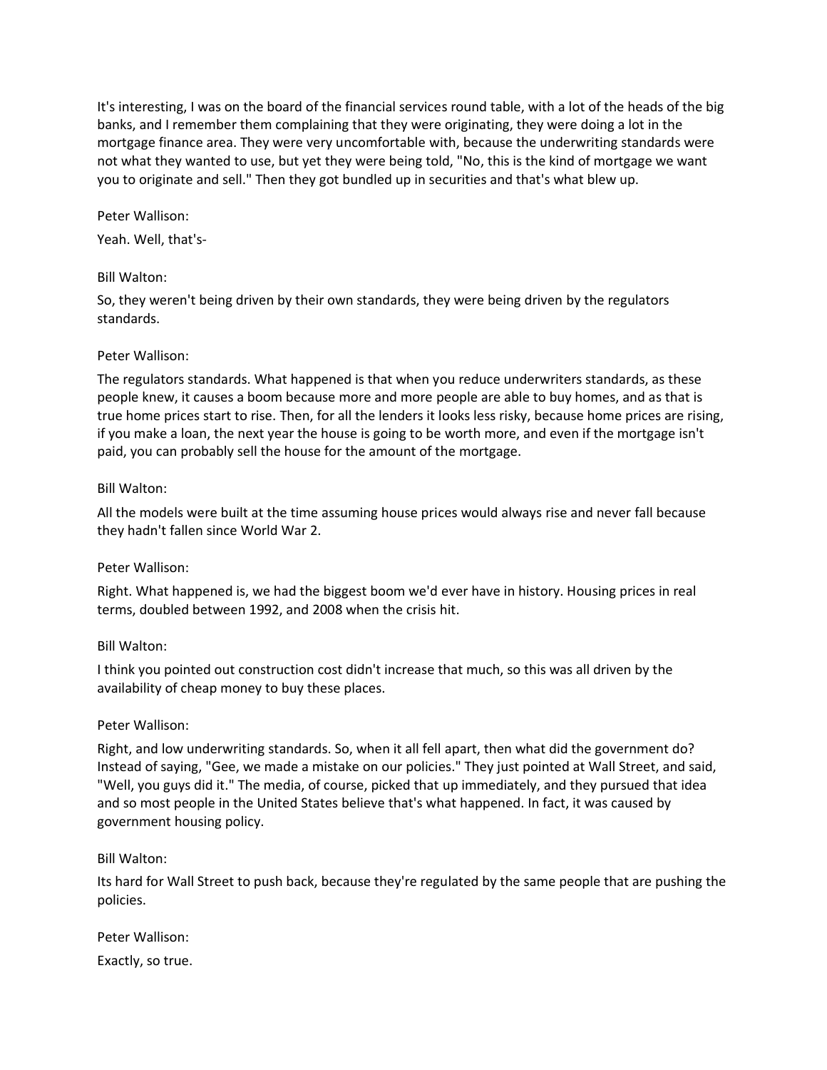It's interesting, I was on the board of the financial services round table, with a lot of the heads of the big banks, and I remember them complaining that they were originating, they were doing a lot in the mortgage finance area. They were very uncomfortable with, because the underwriting standards were not what they wanted to use, but yet they were being told, "No, this is the kind of mortgage we want you to originate and sell." Then they got bundled up in securities and that's what blew up.

Peter Wallison:

Yeah. Well, that's-

Bill Walton:

So, they weren't being driven by their own standards, they were being driven by the regulators standards.

Peter Wallison:

The regulators standards. What happened is that when you reduce underwriters standards, as these people knew, it causes a boom because more and more people are able to buy homes, and as that is true home prices start to rise. Then, for all the lenders it looks less risky, because home prices are rising, if you make a loan, the next year the house is going to be worth more, and even if the mortgage isn't paid, you can probably sell the house for the amount of the mortgage.

Bill Walton:

All the models were built at the time assuming house prices would always rise and never fall because they hadn't fallen since World War 2.

Peter Wallison:

Right. What happened is, we had the biggest boom we'd ever have in history. Housing prices in real terms, doubled between 1992, and 2008 when the crisis hit.

Bill Walton:

I think you pointed out construction cost didn't increase that much, so this was all driven by the availability of cheap money to buy these places.

Peter Wallison:

Right, and low underwriting standards. So, when it all fell apart, then what did the government do? Instead of saying, "Gee, we made a mistake on our policies." They just pointed at Wall Street, and said, "Well, you guys did it." The media, of course, picked that up immediately, and they pursued that idea and so most people in the United States believe that's what happened. In fact, it was caused by government housing policy.

Bill Walton:

Its hard for Wall Street to push back, because they're regulated by the same people that are pushing the policies.

Peter Wallison:

Exactly, so true.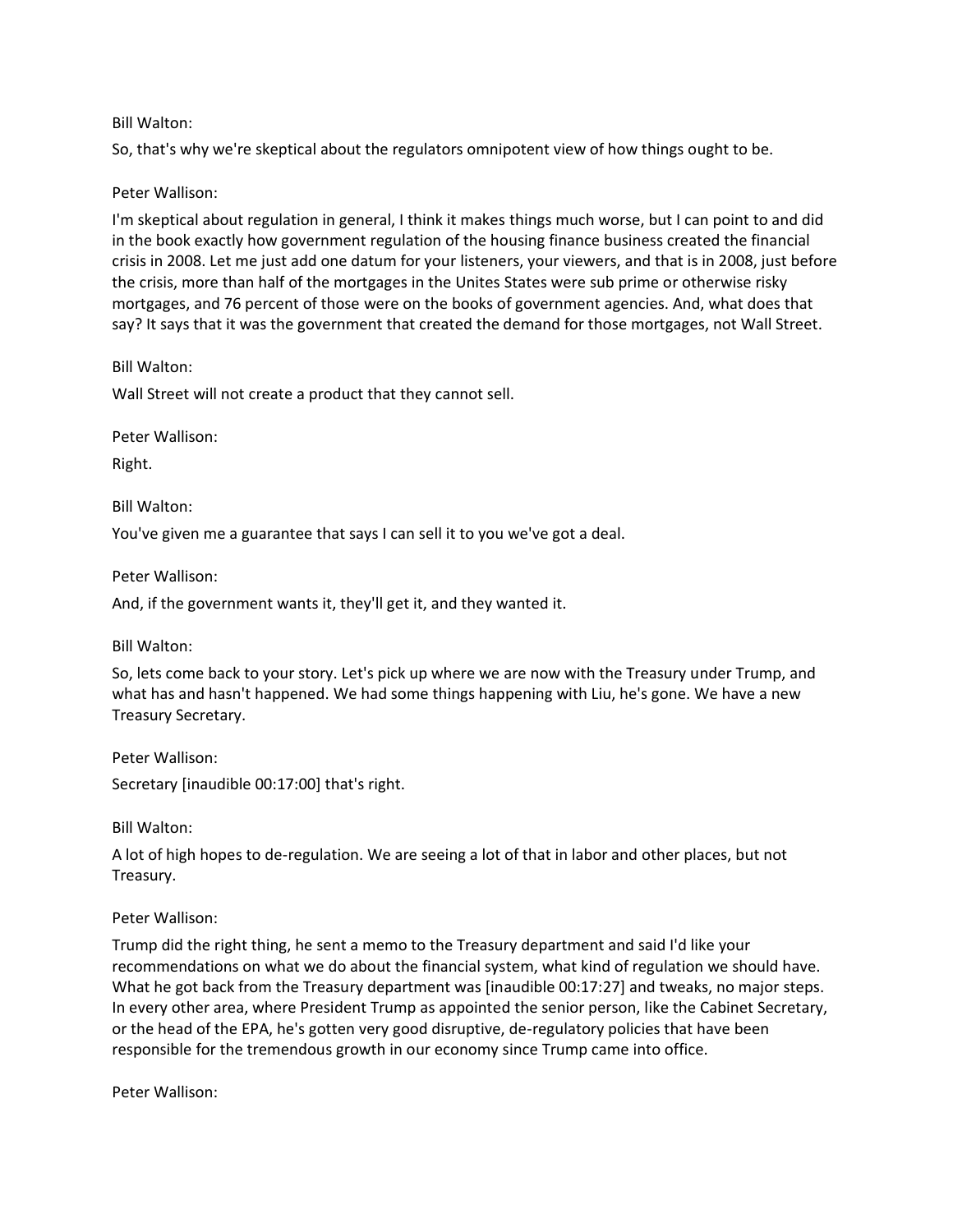Bill Walton:

So, that's why we're skeptical about the regulators omnipotent view of how things ought to be.

Peter Wallison:

I'm skeptical about regulation in general, I think it makes things much worse, but I can point to and did in the book exactly how government regulation of the housing finance business created the financial crisis in 2008. Let me just add one datum for your listeners, your viewers, and that is in 2008, just before the crisis, more than half of the mortgages in the Unites States were sub prime or otherwise risky mortgages, and 76 percent of those were on the books of government agencies. And, what does that say? It says that it was the government that created the demand for those mortgages, not Wall Street.

Bill Walton:

Wall Street will not create a product that they cannot sell.

Peter Wallison:

Right.

Bill Walton:

You've given me a guarantee that says I can sell it to you we've got a deal.

Peter Wallison:

And, if the government wants it, they'll get it, and they wanted it.

Bill Walton:

So, lets come back to your story. Let's pick up where we are now with the Treasury under Trump, and what has and hasn't happened. We had some things happening with Liu, he's gone. We have a new Treasury Secretary.

Peter Wallison:

Secretary [inaudible 00:17:00] that's right.

Bill Walton:

A lot of high hopes to de-regulation. We are seeing a lot of that in labor and other places, but not Treasury.

Peter Wallison:

Trump did the right thing, he sent a memo to the Treasury department and said I'd like your recommendations on what we do about the financial system, what kind of regulation we should have. What he got back from the Treasury department was [inaudible 00:17:27] and tweaks, no major steps. In every other area, where President Trump as appointed the senior person, like the Cabinet Secretary, or the head of the EPA, he's gotten very good disruptive, de-regulatory policies that have been responsible for the tremendous growth in our economy since Trump came into office.

Peter Wallison: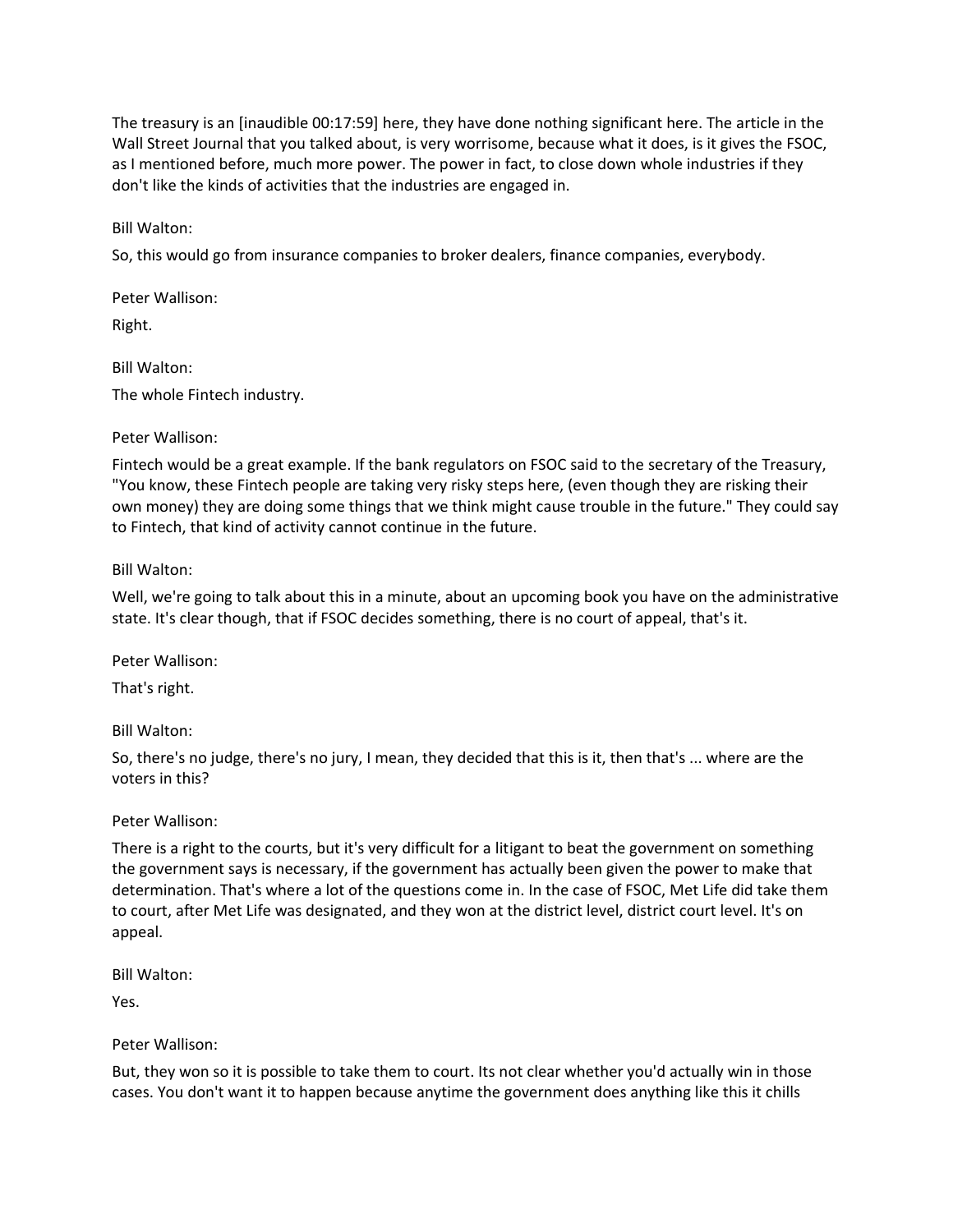The treasury is an [inaudible 00:17:59] here, they have done nothing significant here. The article in the Wall Street Journal that you talked about, is very worrisome, because what it does, is it gives the FSOC, as I mentioned before, much more power. The power in fact, to close down whole industries if they don't like the kinds of activities that the industries are engaged in.

Bill Walton:

So, this would go from insurance companies to broker dealers, finance companies, everybody.

Peter Wallison:

Right.

Bill Walton:

The whole Fintech industry.

Peter Wallison:

Fintech would be a great example. If the bank regulators on FSOC said to the secretary of the Treasury, "You know, these Fintech people are taking very risky steps here, (even though they are risking their own money) they are doing some things that we think might cause trouble in the future." They could say to Fintech, that kind of activity cannot continue in the future.

Bill Walton:

Well, we're going to talk about this in a minute, about an upcoming book you have on the administrative state. It's clear though, that if FSOC decides something, there is no court of appeal, that's it.

Peter Wallison:

That's right.

Bill Walton:

So, there's no judge, there's no jury, I mean, they decided that this is it, then that's ... where are the voters in this?

Peter Wallison:

There is a right to the courts, but it's very difficult for a litigant to beat the government on something the government says is necessary, if the government has actually been given the power to make that determination. That's where a lot of the questions come in. In the case of FSOC, Met Life did take them to court, after Met Life was designated, and they won at the district level, district court level. It's on appeal.

Bill Walton:

Yes.

Peter Wallison:

But, they won so it is possible to take them to court. Its not clear whether you'd actually win in those cases. You don't want it to happen because anytime the government does anything like this it chills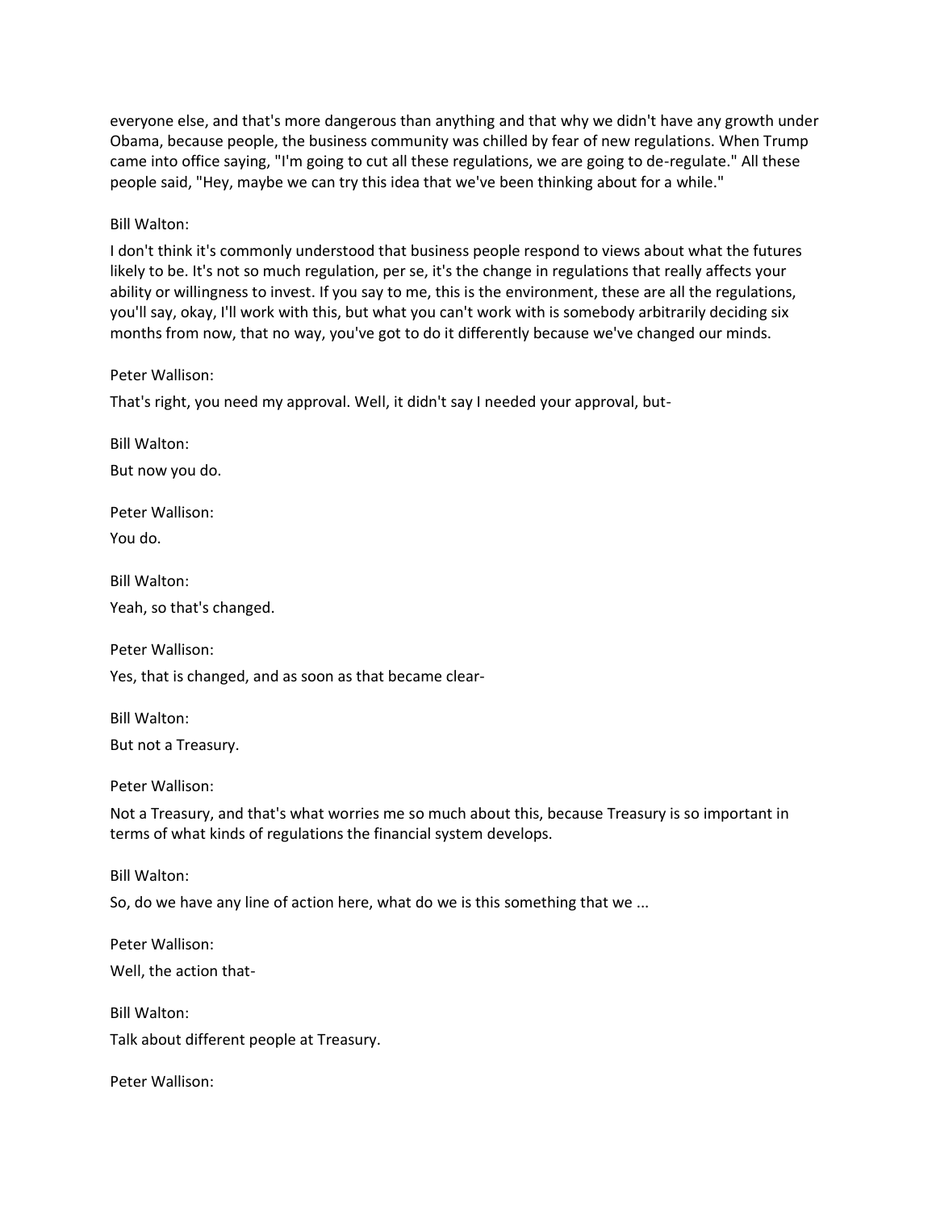everyone else, and that's more dangerous than anything and that why we didn't have any growth under Obama, because people, the business community was chilled by fear of new regulations. When Trump came into office saying, "I'm going to cut all these regulations, we are going to de-regulate." All these people said, "Hey, maybe we can try this idea that we've been thinking about for a while."

Bill Walton:

I don't think it's commonly understood that business people respond to views about what the futures likely to be. It's not so much regulation, per se, it's the change in regulations that really affects your ability or willingness to invest. If you say to me, this is the environment, these are all the regulations, you'll say, okay, I'll work with this, but what you can't work with is somebody arbitrarily deciding six months from now, that no way, you've got to do it differently because we've changed our minds.

Peter Wallison:

That's right, you need my approval. Well, it didn't say I needed your approval, but-

Bill Walton:

But now you do.

Peter Wallison:

You do.

Bill Walton:

Yeah, so that's changed.

Peter Wallison:

Yes, that is changed, and as soon as that became clear-

Bill Walton:

But not a Treasury.

Peter Wallison:

Not a Treasury, and that's what worries me so much about this, because Treasury is so important in terms of what kinds of regulations the financial system develops.

Bill Walton:

So, do we have any line of action here, what do we is this something that we ...

Peter Wallison:

Well, the action that-

Bill Walton:

Talk about different people at Treasury.

Peter Wallison: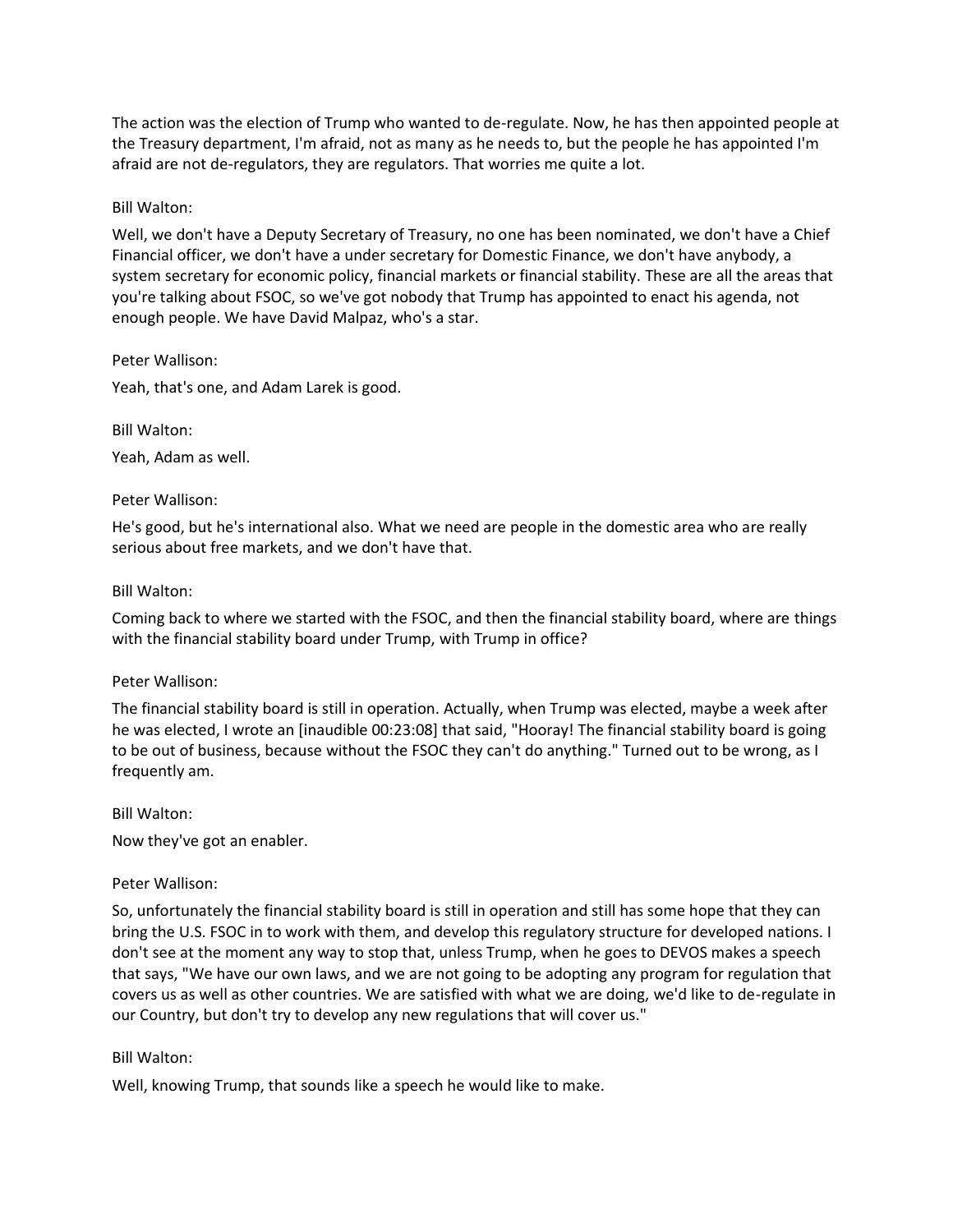The action was the election of Trump who wanted to de-regulate. Now, he has then appointed people at the Treasury department, I'm afraid, not as many as he needs to, but the people he has appointed I'm afraid are not de-regulators, they are regulators. That worries me quite a lot.

Bill Walton:

Well, we don't have a Deputy Secretary of Treasury, no one has been nominated, we don't have a Chief Financial officer, we don't have a under secretary for Domestic Finance, we don't have anybody, a system secretary for economic policy, financial markets or financial stability. These are all the areas that you're talking about FSOC, so we've got nobody that Trump has appointed to enact his agenda, not enough people. We have David Malpaz, who's a star.

Peter Wallison:

Yeah, that's one, and Adam Larek is good.

Bill Walton:

Yeah, Adam as well.

Peter Wallison:

He's good, but he's international also. What we need are people in the domestic area who are really serious about free markets, and we don't have that.

Bill Walton:

Coming back to where we started with the FSOC, and then the financial stability board, where are things with the financial stability board under Trump, with Trump in office?

Peter Wallison:

The financial stability board is still in operation. Actually, when Trump was elected, maybe a week after he was elected, I wrote an [inaudible 00:23:08] that said, "Hooray! The financial stability board is going to be out of business, because without the FSOC they can't do anything." Turned out to be wrong, as I frequently am.

Bill Walton:

Now they've got an enabler.

Peter Wallison:

So, unfortunately the financial stability board is still in operation and still has some hope that they can bring the U.S. FSOC in to work with them, and develop this regulatory structure for developed nations. I don't see at the moment any way to stop that, unless Trump, when he goes to DEVOS makes a speech that says, "We have our own laws, and we are not going to be adopting any program for regulation that covers us as well as other countries. We are satisfied with what we are doing, we'd like to de-regulate in our Country, but don't try to develop any new regulations that will cover us."

Bill Walton:

Well, knowing Trump, that sounds like a speech he would like to make.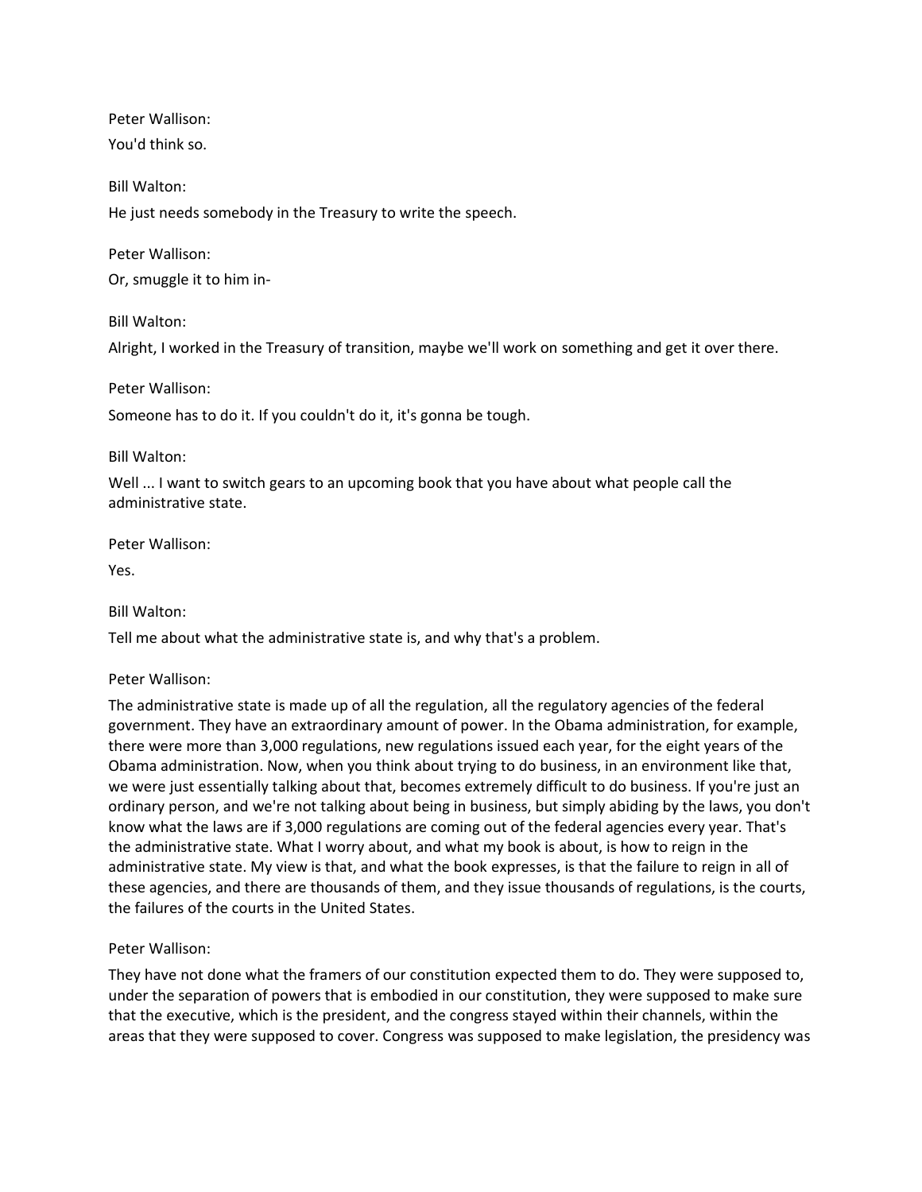Peter Wallison:

You'd think so.

Bill Walton:

He just needs somebody in the Treasury to write the speech.

Peter Wallison:

Or, smuggle it to him in-

Bill Walton:

Alright, I worked in the Treasury of transition, maybe we'll work on something and get it over there.

Peter Wallison:

Someone has to do it. If you couldn't do it, it's gonna be tough.

Bill Walton:

Well ... I want to switch gears to an upcoming book that you have about what people call the administrative state.

Peter Wallison:

Yes.

Bill Walton:

Tell me about what the administrative state is, and why that's a problem.

Peter Wallison:

The administrative state is made up of all the regulation, all the regulatory agencies of the federal government. They have an extraordinary amount of power. In the Obama administration, for example, there were more than 3,000 regulations, new regulations issued each year, for the eight years of the Obama administration. Now, when you think about trying to do business, in an environment like that, we were just essentially talking about that, becomes extremely difficult to do business. If you're just an ordinary person, and we're not talking about being in business, but simply abiding by the laws, you don't know what the laws are if 3,000 regulations are coming out of the federal agencies every year. That's the administrative state. What I worry about, and what my book is about, is how to reign in the administrative state. My view is that, and what the book expresses, is that the failure to reign in all of these agencies, and there are thousands of them, and they issue thousands of regulations, is the courts, the failures of the courts in the United States.

Peter Wallison:

They have not done what the framers of our constitution expected them to do. They were supposed to, under the separation of powers that is embodied in our constitution, they were supposed to make sure that the executive, which is the president, and the congress stayed within their channels, within the areas that they were supposed to cover. Congress was supposed to make legislation, the presidency was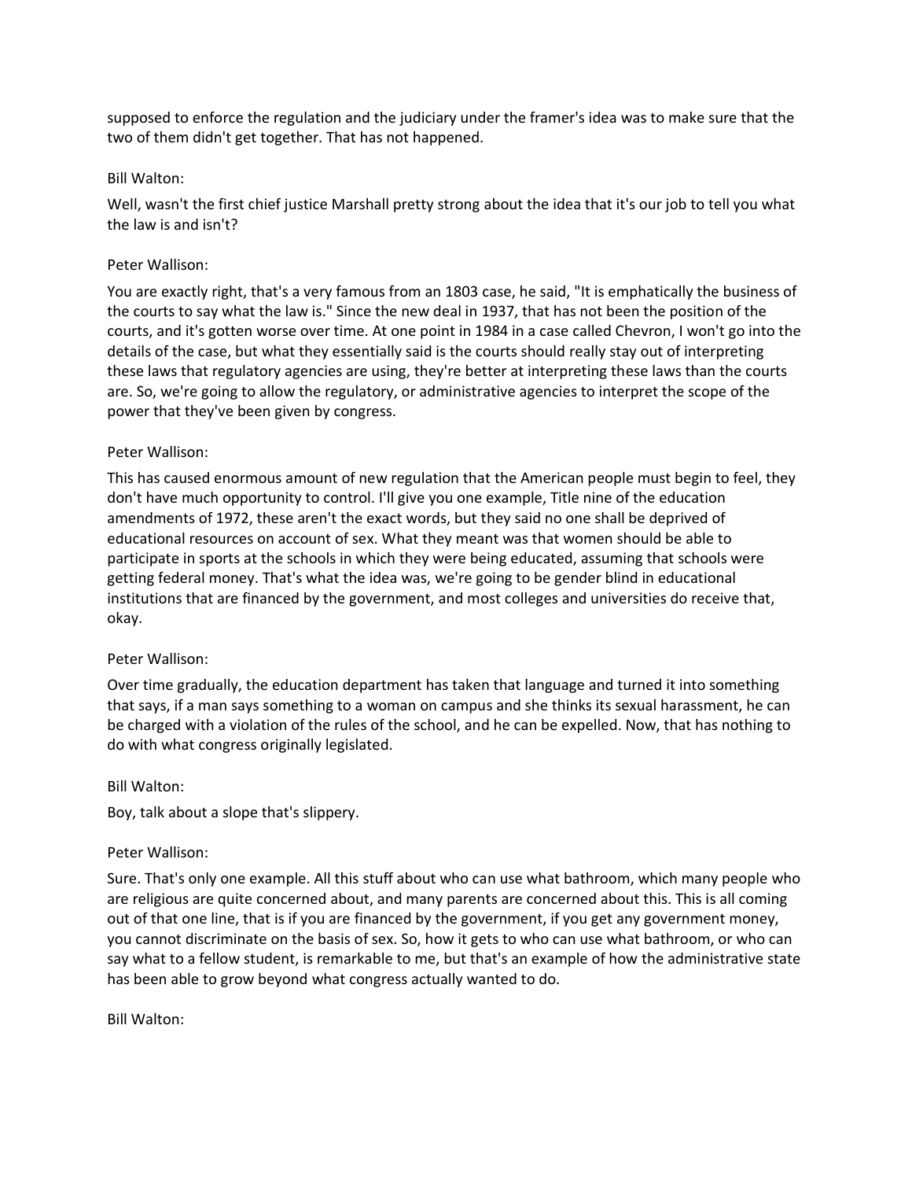supposed to enforce the regulation and the judiciary under the framer's idea was to make sure that the two of them didn't get together. That has not happened.

Bill Walton:

Well, wasn't the first chief justice Marshall pretty strong about the idea that it's our job to tell you what the law is and isn't?

Peter Wallison:

You are exactly right, that's a very famous from an 1803 case, he said, "It is emphatically the business of the courts to say what the law is." Since the new deal in 1937, that has not been the position of the courts, and it's gotten worse over time. At one point in 1984 in a case called Chevron, I won't go into the details of the case, but what they essentially said is the courts should really stay out of interpreting these laws that regulatory agencies are using, they're better at interpreting these laws than the courts are. So, we're going to allow the regulatory, or administrative agencies to interpret the scope of the power that they've been given by congress.

Peter Wallison:

This has caused enormous amount of new regulation that the American people must begin to feel, they don't have much opportunity to control. I'll give you one example, Title nine of the education amendments of 1972, these aren't the exact words, but they said no one shall be deprived of educational resources on account of sex. What they meant was that women should be able to participate in sports at the schools in which they were being educated, assuming that schools were getting federal money. That's what the idea was, we're going to be gender blind in educational institutions that are financed by the government, and most colleges and universities do receive that, okay.

Peter Wallison:

Over time gradually, the education department has taken that language and turned it into something that says, if a man says something to a woman on campus and she thinks its sexual harassment, he can be charged with a violation of the rules of the school, and he can be expelled. Now, that has nothing to do with what congress originally legislated.

Bill Walton:

Boy, talk about a slope that's slippery.

Peter Wallison:

Sure. That's only one example. All this stuff about who can use what bathroom, which many people who are religious are quite concerned about, and many parents are concerned about this. This is all coming out of that one line, that is if you are financed by the government, if you get any government money, you cannot discriminate on the basis of sex. So, how it gets to who can use what bathroom, or who can say what to a fellow student, is remarkable to me, but that's an example of how the administrative state has been able to grow beyond what congress actually wanted to do.

Bill Walton: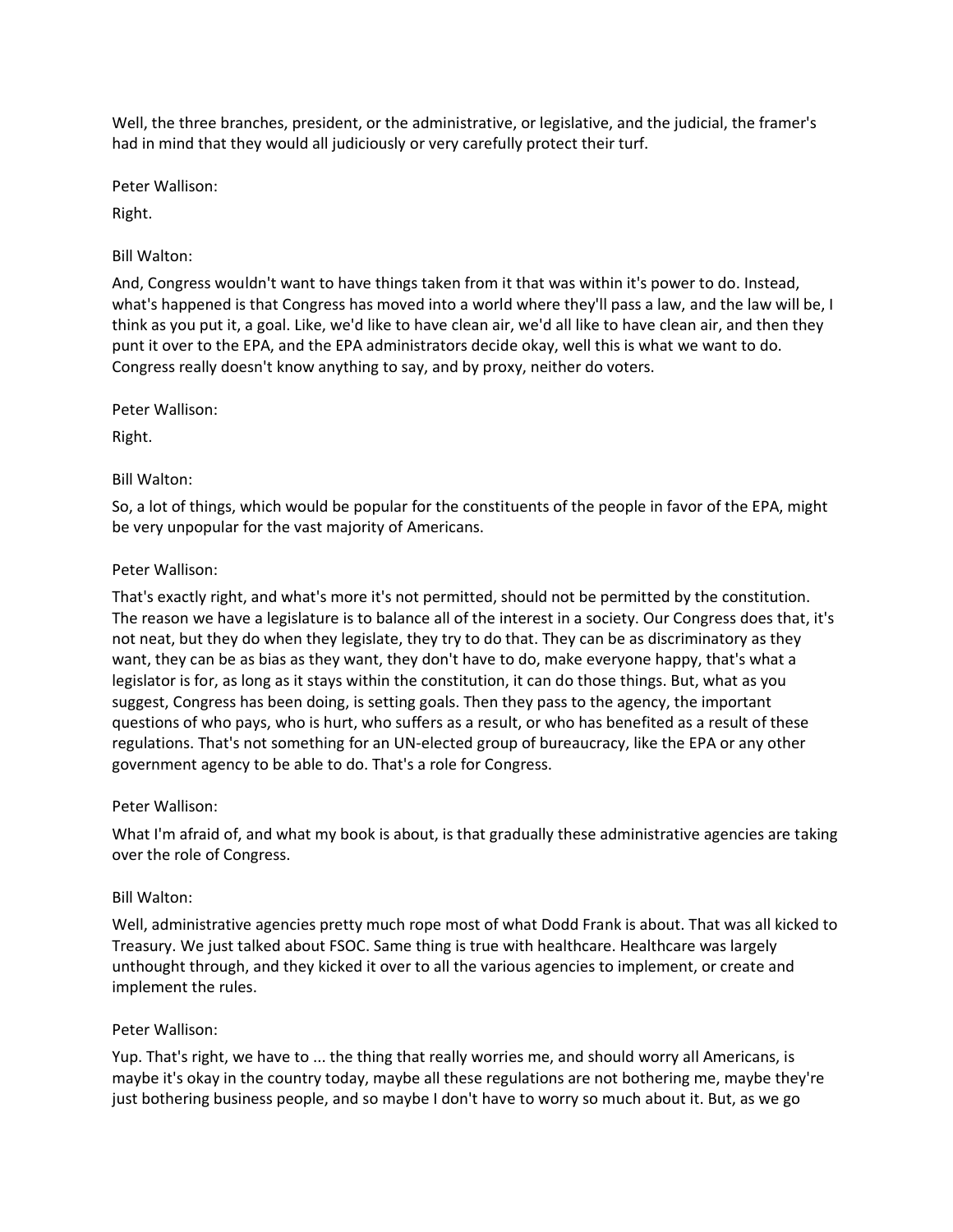Well, the three branches, president, or the administrative, or legislative, and the judicial, the framer's had in mind that they would all judiciously or very carefully protect their turf.

Peter Wallison:

Right.

Bill Walton:

And, Congress wouldn't want to have things taken from it that was within it's power to do. Instead, what's happened is that Congress has moved into a world where they'll pass a law, and the law will be, I think as you put it, a goal. Like, we'd like to have clean air, we'd all like to have clean air, and then they punt it over to the EPA, and the EPA administrators decide okay, well this is what we want to do. Congress really doesn't know anything to say, and by proxy, neither do voters.

Peter Wallison:

Right.

Bill Walton:

So, a lot of things, which would be popular for the constituents of the people in favor of the EPA, might be very unpopular for the vast majority of Americans.

Peter Wallison:

That's exactly right, and what's more it's not permitted, should not be permitted by the constitution. The reason we have a legislature is to balance all of the interest in a society. Our Congress does that, it's not neat, but they do when they legislate, they try to do that. They can be as discriminatory as they want, they can be as bias as they want, they don't have to do, make everyone happy, that's what a legislator is for, as long as it stays within the constitution, it can do those things. But, what as you suggest, Congress has been doing, is setting goals. Then they pass to the agency, the important questions of who pays, who is hurt, who suffers as a result, or who has benefited as a result of these regulations. That's not something for an UN-elected group of bureaucracy, like the EPA or any other government agency to be able to do. That's a role for Congress.

Peter Wallison:

What I'm afraid of, and what my book is about, is that gradually these administrative agencies are taking over the role of Congress.

Bill Walton:

Well, administrative agencies pretty much rope most of what Dodd Frank is about. That was all kicked to Treasury. We just talked about FSOC. Same thing is true with healthcare. Healthcare was largely unthought through, and they kicked it over to all the various agencies to implement, or create and implement the rules.

Peter Wallison:

Yup. That's right, we have to ... the thing that really worries me, and should worry all Americans, is maybe it's okay in the country today, maybe all these regulations are not bothering me, maybe they're just bothering business people, and so maybe I don't have to worry so much about it. But, as we go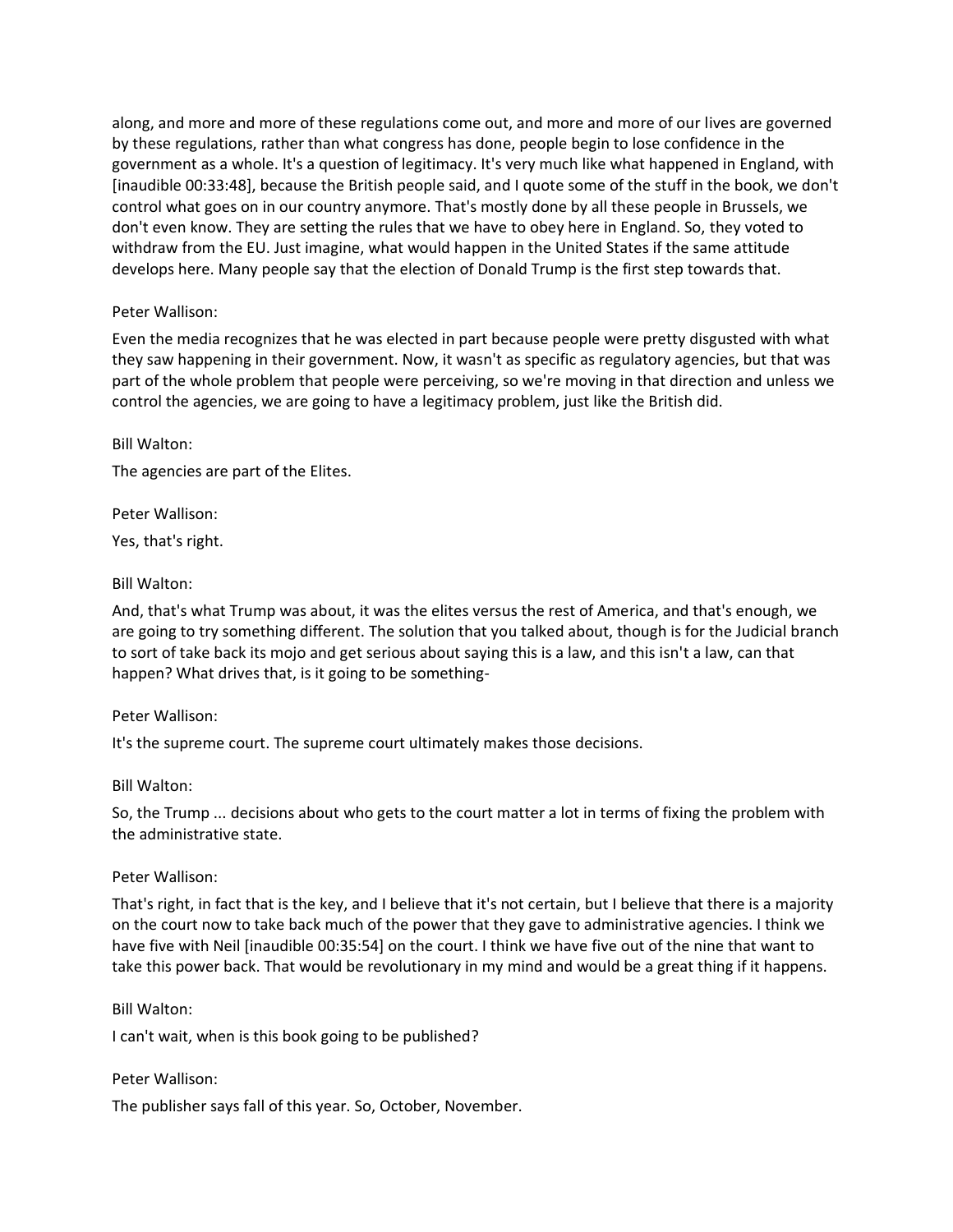along, and more and more of these regulations come out, and more and more of our lives are governed by these regulations, rather than what congress has done, people begin to lose confidence in the government as a whole. It's a question of legitimacy. It's very much like what happened in England, with [inaudible 00:33:48], because the British people said, and I quote some of the stuff in the book, we don't control what goes on in our country anymore. That's mostly done by all these people in Brussels, we don't even know. They are setting the rules that we have to obey here in England. So, they voted to withdraw from the EU. Just imagine, what would happen in the United States if the same attitude develops here. Many people say that the election of Donald Trump is the first step towards that.

Peter Wallison:

Even the media recognizes that he was elected in part because people were pretty disgusted with what they saw happening in their government. Now, it wasn't as specific as regulatory agencies, but that was part of the whole problem that people were perceiving, so we're moving in that direction and unless we control the agencies, we are going to have a legitimacy problem, just like the British did.

Bill Walton:

The agencies are part of the Elites.

Peter Wallison:

Yes, that's right.

Bill Walton:

And, that's what Trump was about, it was the elites versus the rest of America, and that's enough, we are going to try something different. The solution that you talked about, though is for the Judicial branch to sort of take back its mojo and get serious about saying this is a law, and this isn't a law, can that happen? What drives that, is it going to be something-

Peter Wallison:

It's the supreme court. The supreme court ultimately makes those decisions.

Bill Walton:

So, the Trump ... decisions about who gets to the court matter a lot in terms of fixing the problem with the administrative state.

Peter Wallison:

That's right, in fact that is the key, and I believe that it's not certain, but I believe that there is a majority on the court now to take back much of the power that they gave to administrative agencies. I think we have five with Neil [inaudible 00:35:54] on the court. I think we have five out of the nine that want to take this power back. That would be revolutionary in my mind and would be a great thing if it happens.

Bill Walton:

I can't wait, when is this book going to be published?

Peter Wallison:

The publisher says fall of this year. So, October, November.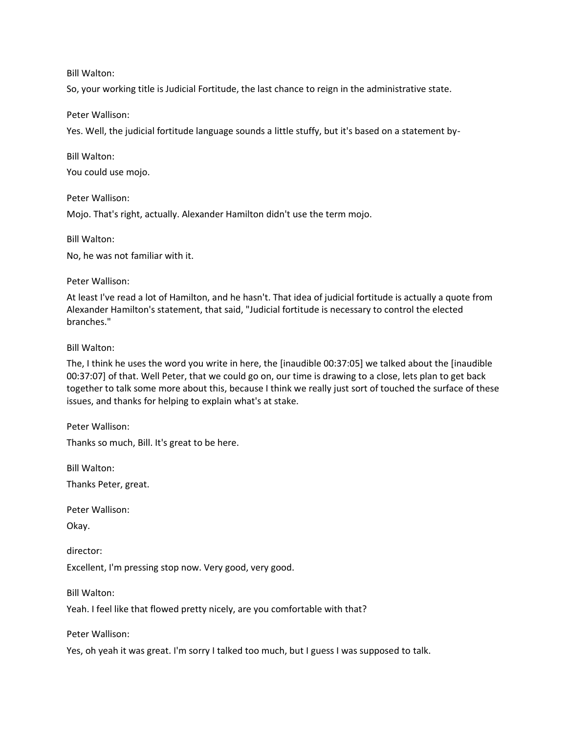Bill Walton:

So, your working title is Judicial Fortitude, the last chance to reign in the administrative state.

Peter Wallison:

Yes. Well, the judicial fortitude language sounds a little stuffy, but it's based on a statement by-

Bill Walton:

You could use mojo.

Peter Wallison:

Mojo. That's right, actually. Alexander Hamilton didn't use the term mojo.

Bill Walton:

No, he was not familiar with it.

Peter Wallison:

At least I've read a lot of Hamilton, and he hasn't. That idea of judicial fortitude is actually a quote from Alexander Hamilton's statement, that said, "Judicial fortitude is necessary to control the elected branches."

Bill Walton:

The, I think he uses the word you write in here, the [inaudible 00:37:05] we talked about the [inaudible 00:37:07] of that. Well Peter, that we could go on, our time is drawing to a close, lets plan to get back together to talk some more about this, because I think we really just sort of touched the surface of these issues, and thanks for helping to explain what's at stake.

Peter Wallison:

Thanks so much, Bill. It's great to be here.

Bill Walton:

Thanks Peter, great.

Peter Wallison:

Okay.

director:

Excellent, I'm pressing stop now. Very good, very good.

Bill Walton:

Yeah. I feel like that flowed pretty nicely, are you comfortable with that?

Peter Wallison:

Yes, oh yeah it was great. I'm sorry I talked too much, but I guess I was supposed to talk.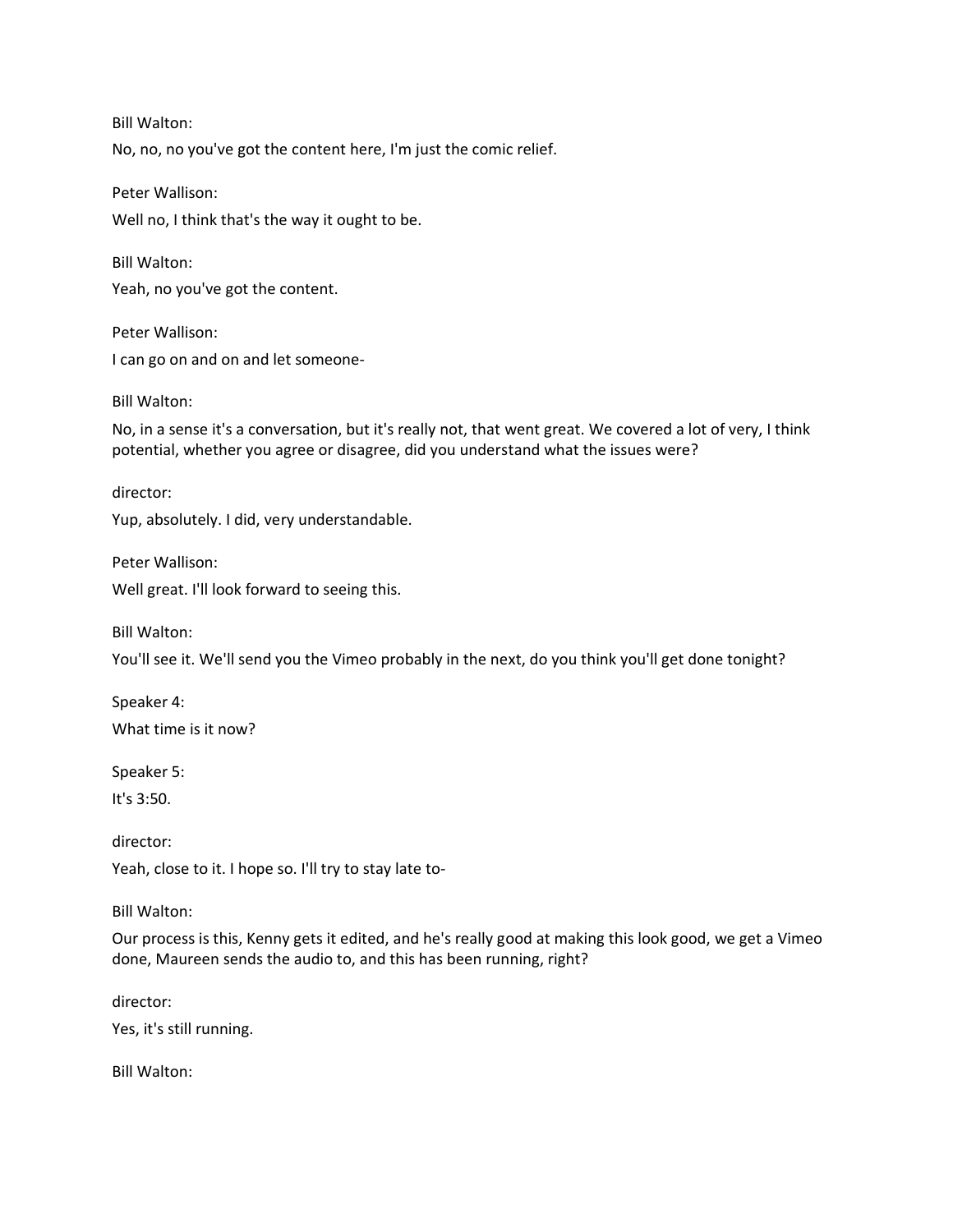Bill Walton:

No, no, no you've got the content here, I'm just the comic relief.

Peter Wallison:

Well no, I think that's the way it ought to be.

Bill Walton:

Yeah, no you've got the content.

Peter Wallison:

I can go on and on and let someone-

Bill Walton:

No, in a sense it's a conversation, but it's really not, that went great. We covered a lot of very, I think potential, whether you agree or disagree, did you understand what the issues were?

director:

Yup, absolutely. I did, very understandable.

Peter Wallison:

Well great. I'll look forward to seeing this.

Bill Walton:

You'll see it. We'll send you the Vimeo probably in the next, do you think you'll get done tonight?

Speaker 4:

What time is it now?

Speaker 5:

It's 3:50.

director:

Yeah, close to it. I hope so. I'll try to stay late to-

Bill Walton:

Our process is this, Kenny gets it edited, and he's really good at making this look good, we get a Vimeo done, Maureen sends the audio to, and this has been running, right?

director:

Yes, it's still running.

Bill Walton: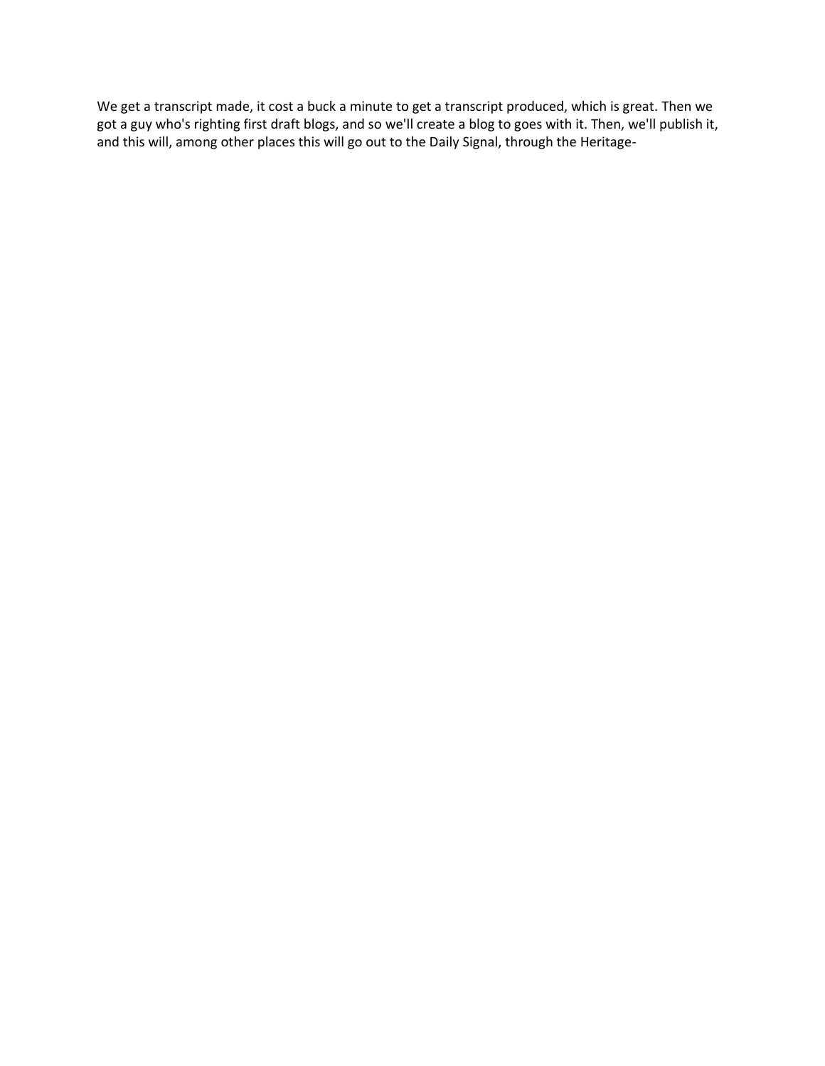We get a transcript made, it cost a buck a minute to get a transcript produced, which is great. Then we got a guy who's righting first draft blogs, and so we'll create a blog to goes with it. Then, we'll publish it, and this will, among other places this will go out to the Daily Signal, through the Heritage-